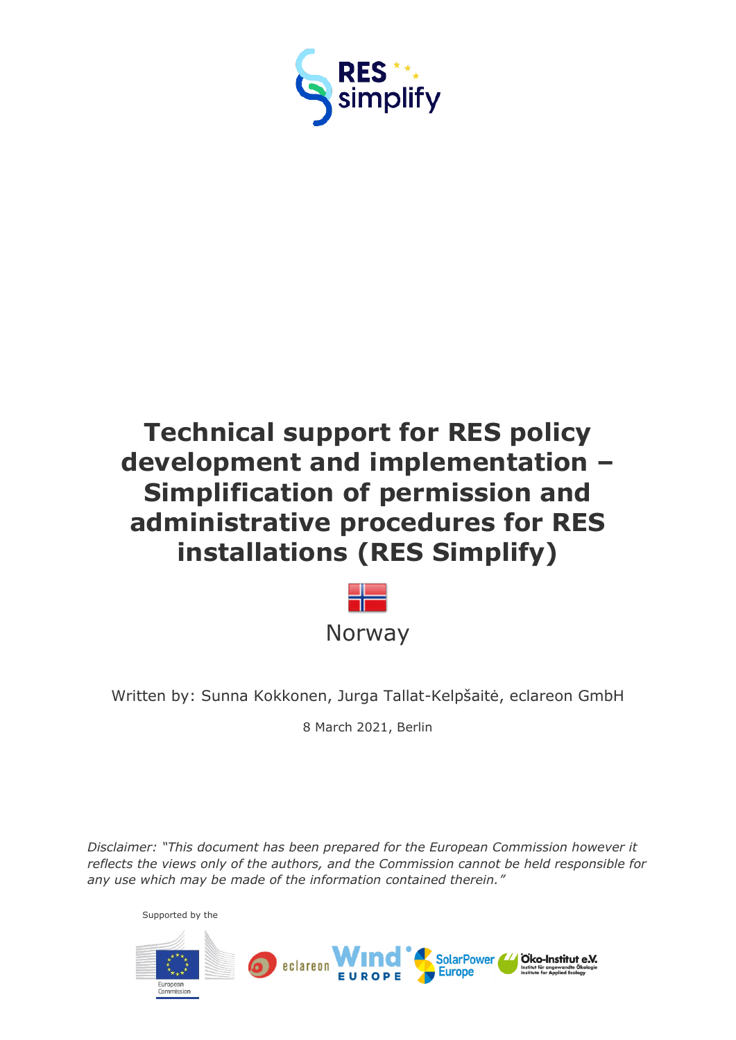RES simplify

# Technical support for RES policy development and implementation – Simplification of permission and administrative procedures for RES installations (RES Simplify)

Norway

Written by: Sunna Kokkonen, Jurga Tallat-Kelpšaitė, eclareon GmbH

8 March 2021, Berlin

*Disclaimer: "This document has been prepared for the European Commission however it reflects the views only of the authors, and the Commission cannot be held responsible for any use which may be made of the information contained therein."*

Supported by the

European Commission

eclareon

Wind Europe

SolarPower Europe

Öko-Institut e.V. Institut für angewandte Ökologie Institute for Applied Ecology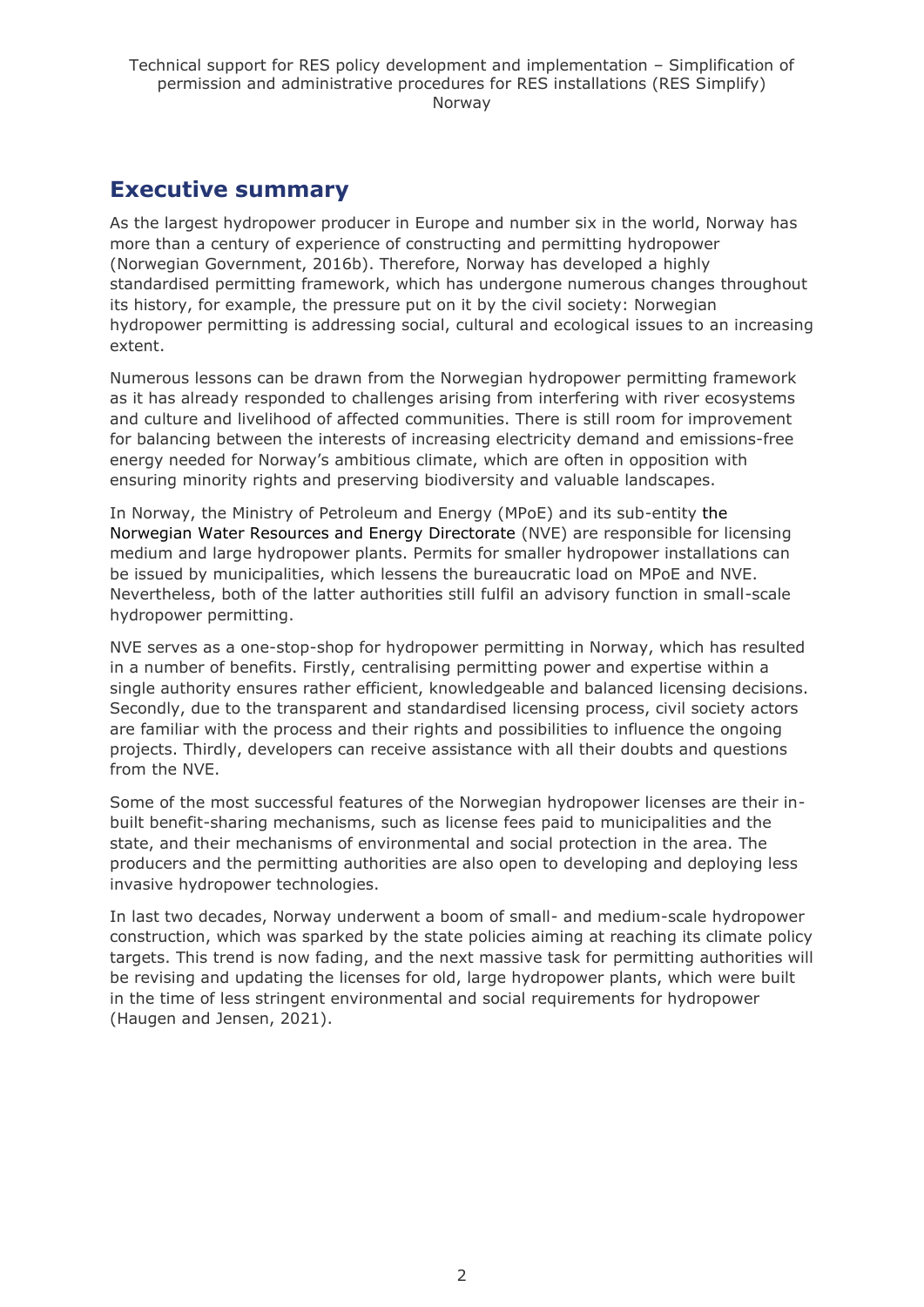## Executive summary

As the largest hydropower producer in Europe and number six in the world, Norway has more than a century of experience of constructing and permitting hydropower (Norwegian Government, 2016b). Therefore, Norway has developed a highly standardised permitting framework, which has undergone numerous changes throughout its history, for example, the pressure put on it by the civil society: Norwegian hydropower permitting is addressing social, cultural and ecological issues to an increasing extent.

Numerous lessons can be drawn from the Norwegian hydropower permitting framework as it has already responded to challenges arising from interfering with river ecosystems and culture and livelihood of affected communities. There is still room for improvement for balancing between the interests of increasing electricity demand and emissions-free energy needed for Norway's ambitious climate, which are often in opposition with ensuring minority rights and preserving biodiversity and valuable landscapes.

In Norway, the Ministry of Petroleum and Energy (MPoE) and its sub-entity the Norwegian Water Resources and Energy Directorate (NVE) are responsible for licensing medium and large hydropower plants. Permits for smaller hydropower installations can be issued by municipalities, which lessens the bureaucratic load on MPoE and NVE. Nevertheless, both of the latter authorities still fulfil an advisory function in small-scale hydropower permitting.

NVE serves as a one-stop-shop for hydropower permitting in Norway, which has resulted in a number of benefits. Firstly, centralising permitting power and expertise within a single authority ensures rather efficient, knowledgeable and balanced licensing decisions. Secondly, due to the transparent and standardised licensing process, civil society actors are familiar with the process and their rights and possibilities to influence the ongoing projects. Thirdly, developers can receive assistance with all their doubts and questions from the NVE.

Some of the most successful features of the Norwegian hydropower licenses are their in-built benefit-sharing mechanisms, such as license fees paid to municipalities and the state, and their mechanisms of environmental and social protection in the area. The producers and the permitting authorities are also open to developing and deploying less invasive hydropower technologies.

In last two decades, Norway underwent a boom of small- and medium-scale hydropower construction, which was sparked by the state policies aiming at reaching its climate policy targets. This trend is now fading, and the next massive task for permitting authorities will be revising and updating the licenses for old, large hydropower plants, which were built in the time of less stringent environmental and social requirements for hydropower (Haugen and Jensen, 2021).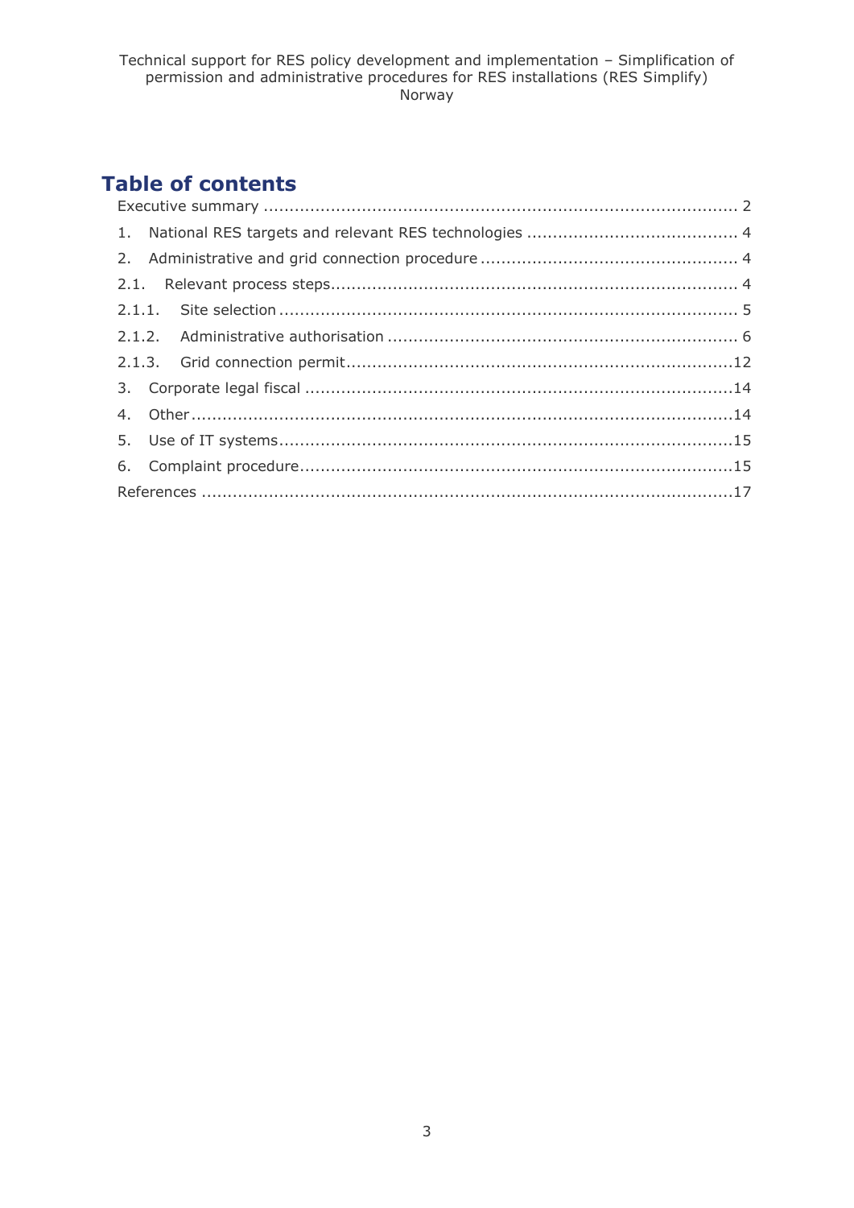# Table of contents

Executive summary ........................................................................................... 2

1. National RES targets and relevant RES technologies ......................................... 4

2. Administrative and grid connection procedure ................................................. 4

2.1. Relevant process steps.............................................................................. 4

2.1.1. Site selection ....................................................................................... 5

2.1.2. Administrative authorisation ................................................................... 6

2.1.3. Grid connection permit.........................................................................12

3. Corporate legal fiscal .................................................................................14

4. Other........................................................................................................14

5. Use of IT systems.......................................................................................15

6. Complaint procedure...................................................................................15

References ......................................................................................................17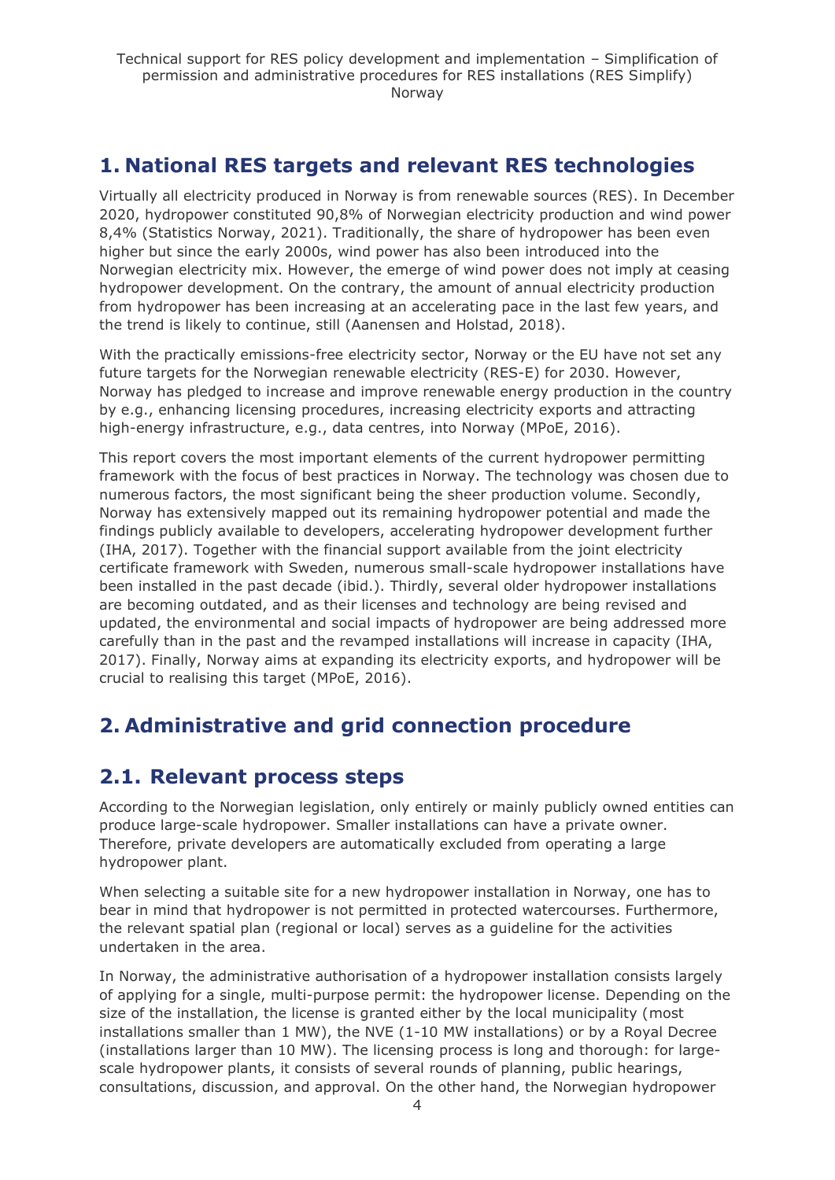# 1. National RES targets and relevant RES technologies

Virtually all electricity produced in Norway is from renewable sources (RES). In December 2020, hydropower constituted 90,8% of Norwegian electricity production and wind power 8,4% (Statistics Norway, 2021). Traditionally, the share of hydropower has been even higher but since the early 2000s, wind power has also been introduced into the Norwegian electricity mix. However, the emerge of wind power does not imply at ceasing hydropower development. On the contrary, the amount of annual electricity production from hydropower has been increasing at an accelerating pace in the last few years, and the trend is likely to continue, still (Aanensen and Holstad, 2018).

With the practically emissions-free electricity sector, Norway or the EU have not set any future targets for the Norwegian renewable electricity (RES-E) for 2030. However, Norway has pledged to increase and improve renewable energy production in the country by e.g., enhancing licensing procedures, increasing electricity exports and attracting high-energy infrastructure, e.g., data centres, into Norway (MPoE, 2016).

This report covers the most important elements of the current hydropower permitting framework with the focus of best practices in Norway. The technology was chosen due to numerous factors, the most significant being the sheer production volume. Secondly, Norway has extensively mapped out its remaining hydropower potential and made the findings publicly available to developers, accelerating hydropower development further (IHA, 2017). Together with the financial support available from the joint electricity certificate framework with Sweden, numerous small-scale hydropower installations have been installed in the past decade (ibid.). Thirdly, several older hydropower installations are becoming outdated, and as their licenses and technology are being revised and updated, the environmental and social impacts of hydropower are being addressed more carefully than in the past and the revamped installations will increase in capacity (IHA, 2017). Finally, Norway aims at expanding its electricity exports, and hydropower will be crucial to realising this target (MPoE, 2016).

# 2. Administrative and grid connection procedure

## 2.1. Relevant process steps

According to the Norwegian legislation, only entirely or mainly publicly owned entities can produce large-scale hydropower. Smaller installations can have a private owner. Therefore, private developers are automatically excluded from operating a large hydropower plant.

When selecting a suitable site for a new hydropower installation in Norway, one has to bear in mind that hydropower is not permitted in protected watercourses. Furthermore, the relevant spatial plan (regional or local) serves as a guideline for the activities undertaken in the area.

In Norway, the administrative authorisation of a hydropower installation consists largely of applying for a single, multi-purpose permit: the hydropower license. Depending on the size of the installation, the license is granted either by the local municipality (most installations smaller than 1 MW), the NVE (1-10 MW installations) or by a Royal Decree (installations larger than 10 MW). The licensing process is long and thorough: for large-scale hydropower plants, it consists of several rounds of planning, public hearings, consultations, discussion, and approval. On the other hand, the Norwegian hydropower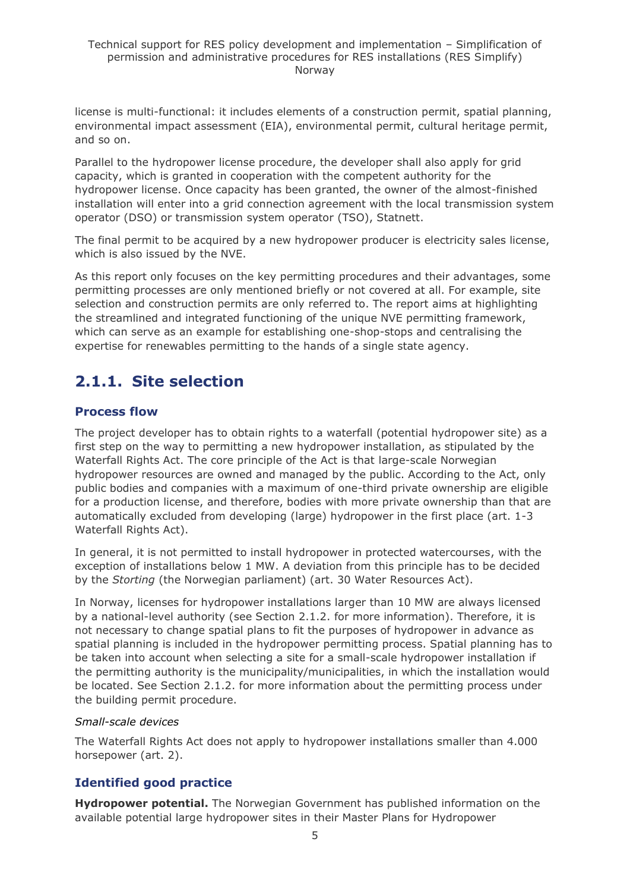license is multi-functional: it includes elements of a construction permit, spatial planning, environmental impact assessment (EIA), environmental permit, cultural heritage permit, and so on.

Parallel to the hydropower license procedure, the developer shall also apply for grid capacity, which is granted in cooperation with the competent authority for the hydropower license. Once capacity has been granted, the owner of the almost-finished installation will enter into a grid connection agreement with the local transmission system operator (DSO) or transmission system operator (TSO), Statnett.

The final permit to be acquired by a new hydropower producer is electricity sales license, which is also issued by the NVE.

As this report only focuses on the key permitting procedures and their advantages, some permitting processes are only mentioned briefly or not covered at all. For example, site selection and construction permits are only referred to. The report aims at highlighting the streamlined and integrated functioning of the unique NVE permitting framework, which can serve as an example for establishing one-shop-stops and centralising the expertise for renewables permitting to the hands of a single state agency.

## 2.1.1. Site selection

### Process flow

The project developer has to obtain rights to a waterfall (potential hydropower site) as a first step on the way to permitting a new hydropower installation, as stipulated by the Waterfall Rights Act. The core principle of the Act is that large-scale Norwegian hydropower resources are owned and managed by the public. According to the Act, only public bodies and companies with a maximum of one-third private ownership are eligible for a production license, and therefore, bodies with more private ownership than that are automatically excluded from developing (large) hydropower in the first place (art. 1-3 Waterfall Rights Act).

In general, it is not permitted to install hydropower in protected watercourses, with the exception of installations below 1 MW. A deviation from this principle has to be decided by the *Storting* (the Norwegian parliament) (art. 30 Water Resources Act).

In Norway, licenses for hydropower installations larger than 10 MW are always licensed by a national-level authority (see Section 2.1.2. for more information). Therefore, it is not necessary to change spatial plans to fit the purposes of hydropower in advance as spatial planning is included in the hydropower permitting process. Spatial planning has to be taken into account when selecting a site for a small-scale hydropower installation if the permitting authority is the municipality/municipalities, in which the installation would be located. See Section 2.1.2. for more information about the permitting process under the building permit procedure.

*Small-scale devices*

The Waterfall Rights Act does not apply to hydropower installations smaller than 4.000 horsepower (art. 2).

### Identified good practice

**Hydropower potential.** The Norwegian Government has published information on the available potential large hydropower sites in their Master Plans for Hydropower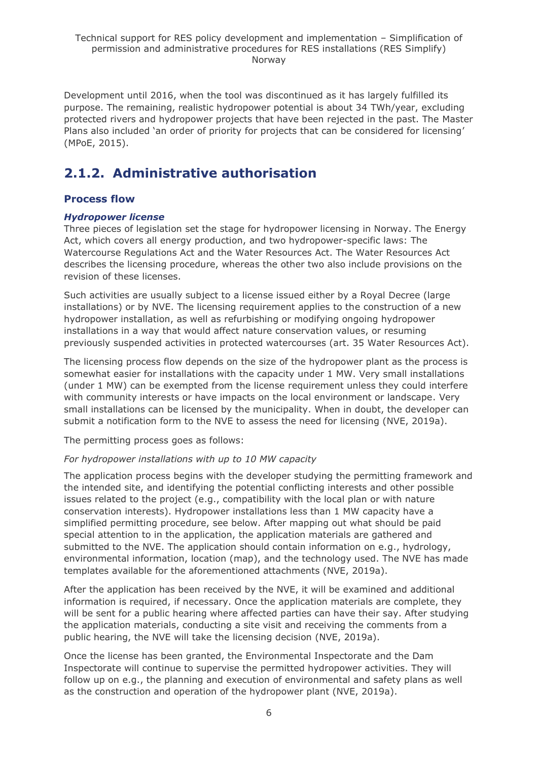Development until 2016, when the tool was discontinued as it has largely fulfilled its purpose. The remaining, realistic hydropower potential is about 34 TWh/year, excluding protected rivers and hydropower projects that have been rejected in the past. The Master Plans also included 'an order of priority for projects that can be considered for licensing' (MPoE, 2015).

## 2.1.2. Administrative authorisation

### Process flow

#### *Hydropower license*

Three pieces of legislation set the stage for hydropower licensing in Norway. The Energy Act, which covers all energy production, and two hydropower-specific laws: The Watercourse Regulations Act and the Water Resources Act. The Water Resources Act describes the licensing procedure, whereas the other two also include provisions on the revision of these licenses.

Such activities are usually subject to a license issued either by a Royal Decree (large installations) or by NVE. The licensing requirement applies to the construction of a new hydropower installation, as well as refurbishing or modifying ongoing hydropower installations in a way that would affect nature conservation values, or resuming previously suspended activities in protected watercourses (art. 35 Water Resources Act).

The licensing process flow depends on the size of the hydropower plant as the process is somewhat easier for installations with the capacity under 1 MW. Very small installations (under 1 MW) can be exempted from the license requirement unless they could interfere with community interests or have impacts on the local environment or landscape. Very small installations can be licensed by the municipality. When in doubt, the developer can submit a notification form to the NVE to assess the need for licensing (NVE, 2019a).

The permitting process goes as follows:

*For hydropower installations with up to 10 MW capacity*

The application process begins with the developer studying the permitting framework and the intended site, and identifying the potential conflicting interests and other possible issues related to the project (e.g., compatibility with the local plan or with nature conservation interests). Hydropower installations less than 1 MW capacity have a simplified permitting procedure, see below. After mapping out what should be paid special attention to in the application, the application materials are gathered and submitted to the NVE. The application should contain information on e.g., hydrology, environmental information, location (map), and the technology used. The NVE has made templates available for the aforementioned attachments (NVE, 2019a).

After the application has been received by the NVE, it will be examined and additional information is required, if necessary. Once the application materials are complete, they will be sent for a public hearing where affected parties can have their say. After studying the application materials, conducting a site visit and receiving the comments from a public hearing, the NVE will take the licensing decision (NVE, 2019a).

Once the license has been granted, the Environmental Inspectorate and the Dam Inspectorate will continue to supervise the permitted hydropower activities. They will follow up on e.g., the planning and execution of environmental and safety plans as well as the construction and operation of the hydropower plant (NVE, 2019a).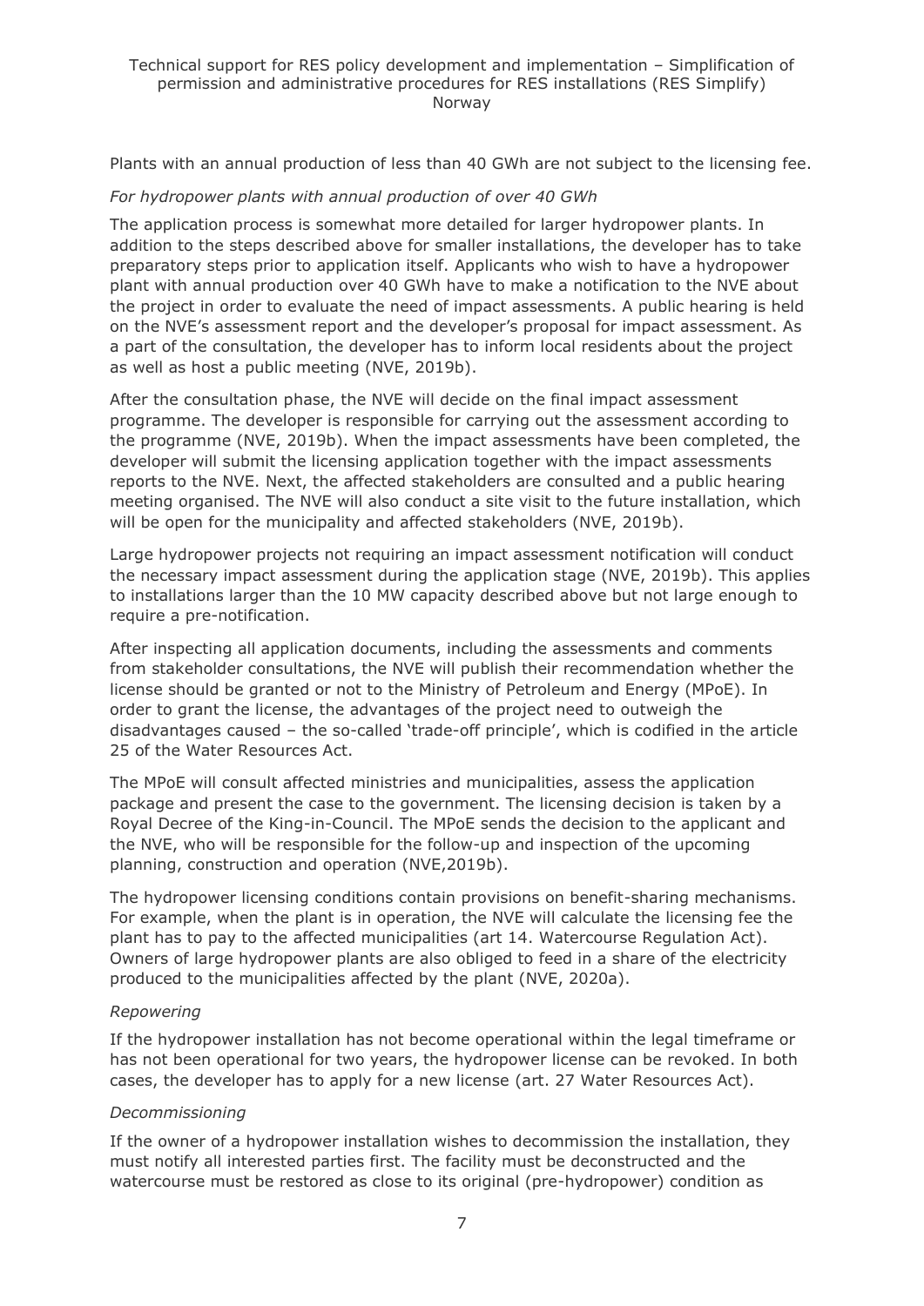Plants with an annual production of less than 40 GWh are not subject to the licensing fee.

*For hydropower plants with annual production of over 40 GWh*

The application process is somewhat more detailed for larger hydropower plants. In addition to the steps described above for smaller installations, the developer has to take preparatory steps prior to application itself. Applicants who wish to have a hydropower plant with annual production over 40 GWh have to make a notification to the NVE about the project in order to evaluate the need of impact assessments. A public hearing is held on the NVE's assessment report and the developer's proposal for impact assessment. As a part of the consultation, the developer has to inform local residents about the project as well as host a public meeting (NVE, 2019b).

After the consultation phase, the NVE will decide on the final impact assessment programme. The developer is responsible for carrying out the assessment according to the programme (NVE, 2019b). When the impact assessments have been completed, the developer will submit the licensing application together with the impact assessments reports to the NVE. Next, the affected stakeholders are consulted and a public hearing meeting organised. The NVE will also conduct a site visit to the future installation, which will be open for the municipality and affected stakeholders (NVE, 2019b).

Large hydropower projects not requiring an impact assessment notification will conduct the necessary impact assessment during the application stage (NVE, 2019b). This applies to installations larger than the 10 MW capacity described above but not large enough to require a pre-notification.

After inspecting all application documents, including the assessments and comments from stakeholder consultations, the NVE will publish their recommendation whether the license should be granted or not to the Ministry of Petroleum and Energy (MPoE). In order to grant the license, the advantages of the project need to outweigh the disadvantages caused – the so-called 'trade-off principle', which is codified in the article 25 of the Water Resources Act.

The MPoE will consult affected ministries and municipalities, assess the application package and present the case to the government. The licensing decision is taken by a Royal Decree of the King-in-Council. The MPoE sends the decision to the applicant and the NVE, who will be responsible for the follow-up and inspection of the upcoming planning, construction and operation (NVE,2019b).

The hydropower licensing conditions contain provisions on benefit-sharing mechanisms. For example, when the plant is in operation, the NVE will calculate the licensing fee the plant has to pay to the affected municipalities (art 14. Watercourse Regulation Act). Owners of large hydropower plants are also obliged to feed in a share of the electricity produced to the municipalities affected by the plant (NVE, 2020a).

*Repowering*

If the hydropower installation has not become operational within the legal timeframe or has not been operational for two years, the hydropower license can be revoked. In both cases, the developer has to apply for a new license (art. 27 Water Resources Act).

*Decommissioning*

If the owner of a hydropower installation wishes to decommission the installation, they must notify all interested parties first. The facility must be deconstructed and the watercourse must be restored as close to its original (pre-hydropower) condition as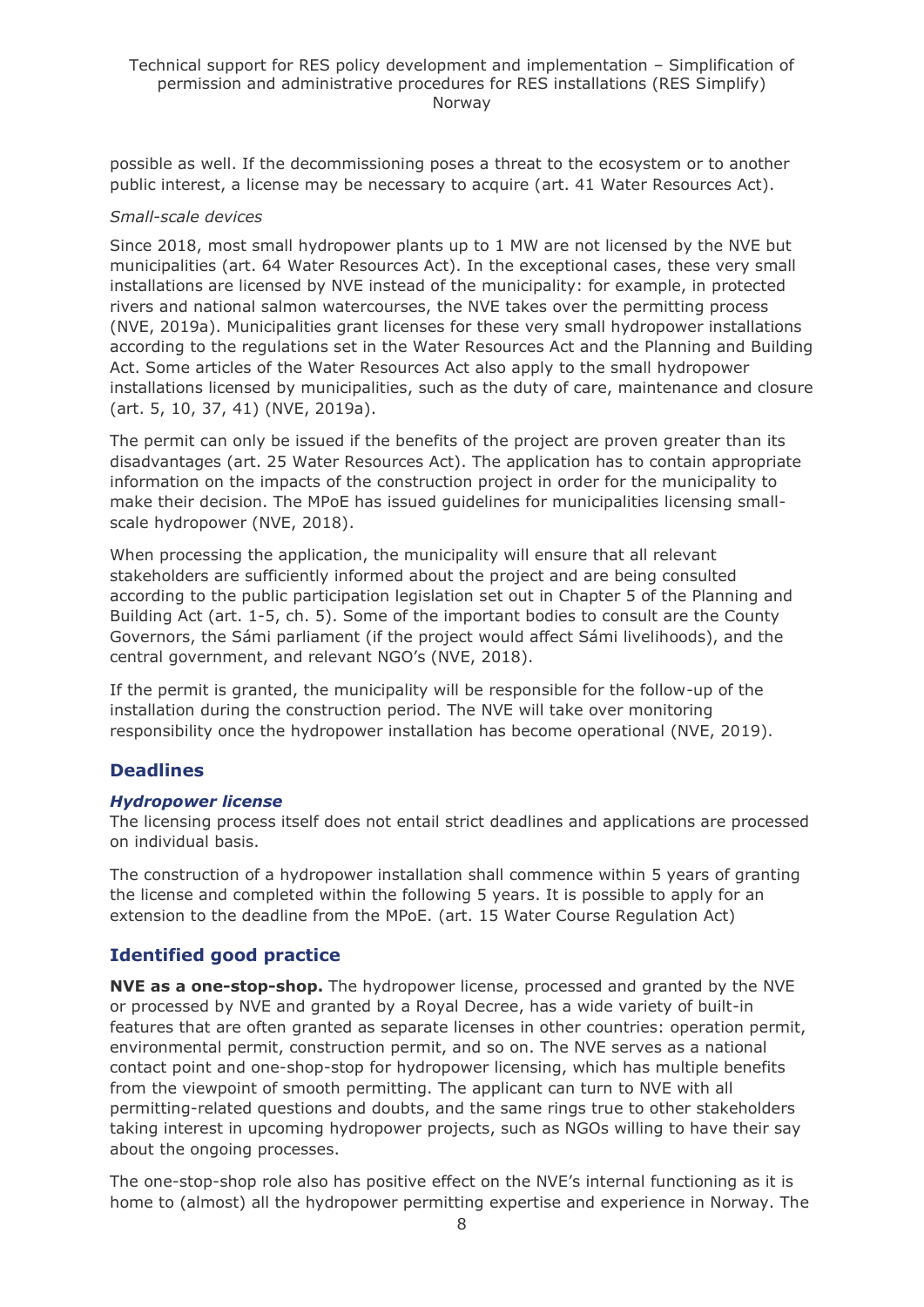possible as well. If the decommissioning poses a threat to the ecosystem or to another public interest, a license may be necessary to acquire (art. 41 Water Resources Act).

*Small-scale devices*

Since 2018, most small hydropower plants up to 1 MW are not licensed by the NVE but municipalities (art. 64 Water Resources Act). In the exceptional cases, these very small installations are licensed by NVE instead of the municipality: for example, in protected rivers and national salmon watercourses, the NVE takes over the permitting process (NVE, 2019a). Municipalities grant licenses for these very small hydropower installations according to the regulations set in the Water Resources Act and the Planning and Building Act. Some articles of the Water Resources Act also apply to the small hydropower installations licensed by municipalities, such as the duty of care, maintenance and closure (art. 5, 10, 37, 41) (NVE, 2019a).

The permit can only be issued if the benefits of the project are proven greater than its disadvantages (art. 25 Water Resources Act). The application has to contain appropriate information on the impacts of the construction project in order for the municipality to make their decision. The MPoE has issued guidelines for municipalities licensing small-scale hydropower (NVE, 2018).

When processing the application, the municipality will ensure that all relevant stakeholders are sufficiently informed about the project and are being consulted according to the public participation legislation set out in Chapter 5 of the Planning and Building Act (art. 1-5, ch. 5). Some of the important bodies to consult are the County Governors, the Sámi parliament (if the project would affect Sámi livelihoods), and the central government, and relevant NGO's (NVE, 2018).

If the permit is granted, the municipality will be responsible for the follow-up of the installation during the construction period. The NVE will take over monitoring responsibility once the hydropower installation has become operational (NVE, 2019).

## Deadlines

### *Hydropower license*

The licensing process itself does not entail strict deadlines and applications are processed on individual basis.

The construction of a hydropower installation shall commence within 5 years of granting the license and completed within the following 5 years. It is possible to apply for an extension to the deadline from the MPoE. (art. 15 Water Course Regulation Act)

## Identified good practice

**NVE as a one-stop-shop.** The hydropower license, processed and granted by the NVE or processed by NVE and granted by a Royal Decree, has a wide variety of built-in features that are often granted as separate licenses in other countries: operation permit, environmental permit, construction permit, and so on. The NVE serves as a national contact point and one-shop-stop for hydropower licensing, which has multiple benefits from the viewpoint of smooth permitting. The applicant can turn to NVE with all permitting-related questions and doubts, and the same rings true to other stakeholders taking interest in upcoming hydropower projects, such as NGOs willing to have their say about the ongoing processes.

The one-stop-shop role also has positive effect on the NVE's internal functioning as it is home to (almost) all the hydropower permitting expertise and experience in Norway. The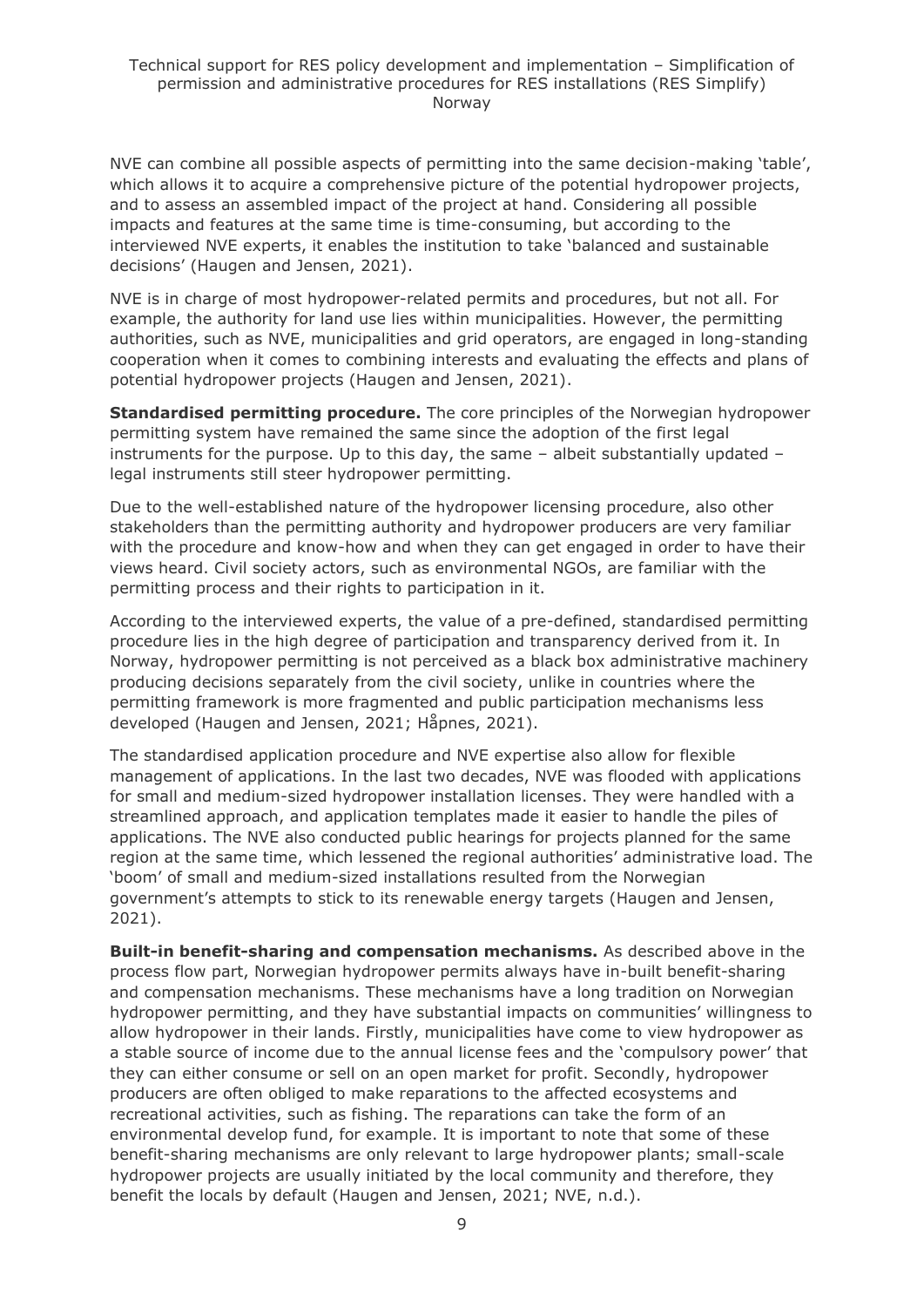NVE can combine all possible aspects of permitting into the same decision-making 'table', which allows it to acquire a comprehensive picture of the potential hydropower projects, and to assess an assembled impact of the project at hand. Considering all possible impacts and features at the same time is time-consuming, but according to the interviewed NVE experts, it enables the institution to take 'balanced and sustainable decisions' (Haugen and Jensen, 2021).

NVE is in charge of most hydropower-related permits and procedures, but not all. For example, the authority for land use lies within municipalities. However, the permitting authorities, such as NVE, municipalities and grid operators, are engaged in long-standing cooperation when it comes to combining interests and evaluating the effects and plans of potential hydropower projects (Haugen and Jensen, 2021).

**Standardised permitting procedure.** The core principles of the Norwegian hydropower permitting system have remained the same since the adoption of the first legal instruments for the purpose. Up to this day, the same – albeit substantially updated – legal instruments still steer hydropower permitting.

Due to the well-established nature of the hydropower licensing procedure, also other stakeholders than the permitting authority and hydropower producers are very familiar with the procedure and know-how and when they can get engaged in order to have their views heard. Civil society actors, such as environmental NGOs, are familiar with the permitting process and their rights to participation in it.

According to the interviewed experts, the value of a pre-defined, standardised permitting procedure lies in the high degree of participation and transparency derived from it. In Norway, hydropower permitting is not perceived as a black box administrative machinery producing decisions separately from the civil society, unlike in countries where the permitting framework is more fragmented and public participation mechanisms less developed (Haugen and Jensen, 2021; Håpnes, 2021).

The standardised application procedure and NVE expertise also allow for flexible management of applications. In the last two decades, NVE was flooded with applications for small and medium-sized hydropower installation licenses. They were handled with a streamlined approach, and application templates made it easier to handle the piles of applications. The NVE also conducted public hearings for projects planned for the same region at the same time, which lessened the regional authorities' administrative load. The 'boom' of small and medium-sized installations resulted from the Norwegian government's attempts to stick to its renewable energy targets (Haugen and Jensen, 2021).

**Built-in benefit-sharing and compensation mechanisms.** As described above in the process flow part, Norwegian hydropower permits always have in-built benefit-sharing and compensation mechanisms. These mechanisms have a long tradition on Norwegian hydropower permitting, and they have substantial impacts on communities' willingness to allow hydropower in their lands. Firstly, municipalities have come to view hydropower as a stable source of income due to the annual license fees and the 'compulsory power' that they can either consume or sell on an open market for profit. Secondly, hydropower producers are often obliged to make reparations to the affected ecosystems and recreational activities, such as fishing. The reparations can take the form of an environmental develop fund, for example. It is important to note that some of these benefit-sharing mechanisms are only relevant to large hydropower plants; small-scale hydropower projects are usually initiated by the local community and therefore, they benefit the locals by default (Haugen and Jensen, 2021; NVE, n.d.).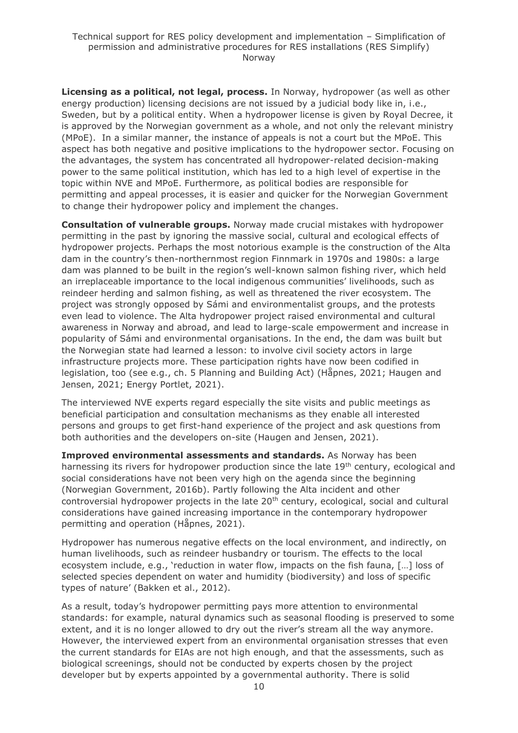**Licensing as a political, not legal, process.** In Norway, hydropower (as well as other energy production) licensing decisions are not issued by a judicial body like in, i.e., Sweden, but by a political entity. When a hydropower license is given by Royal Decree, it is approved by the Norwegian government as a whole, and not only the relevant ministry (MPoE). In a similar manner, the instance of appeals is not a court but the MPoE. This aspect has both negative and positive implications to the hydropower sector. Focusing on the advantages, the system has concentrated all hydropower-related decision-making power to the same political institution, which has led to a high level of expertise in the topic within NVE and MPoE. Furthermore, as political bodies are responsible for permitting and appeal processes, it is easier and quicker for the Norwegian Government to change their hydropower policy and implement the changes.

**Consultation of vulnerable groups.** Norway made crucial mistakes with hydropower permitting in the past by ignoring the massive social, cultural and ecological effects of hydropower projects. Perhaps the most notorious example is the construction of the Alta dam in the country's then-northernmost region Finnmark in 1970s and 1980s: a large dam was planned to be built in the region's well-known salmon fishing river, which held an irreplaceable importance to the local indigenous communities' livelihoods, such as reindeer herding and salmon fishing, as well as threatened the river ecosystem. The project was strongly opposed by Sámi and environmentalist groups, and the protests even lead to violence. The Alta hydropower project raised environmental and cultural awareness in Norway and abroad, and lead to large-scale empowerment and increase in popularity of Sámi and environmental organisations. In the end, the dam was built but the Norwegian state had learned a lesson: to involve civil society actors in large infrastructure projects more. These participation rights have now been codified in legislation, too (see e.g., ch. 5 Planning and Building Act) (Håpnes, 2021; Haugen and Jensen, 2021; Energy Portlet, 2021).

The interviewed NVE experts regard especially the site visits and public meetings as beneficial participation and consultation mechanisms as they enable all interested persons and groups to get first-hand experience of the project and ask questions from both authorities and the developers on-site (Haugen and Jensen, 2021).

**Improved environmental assessments and standards.** As Norway has been harnessing its rivers for hydropower production since the late 19th century, ecological and social considerations have not been very high on the agenda since the beginning (Norwegian Government, 2016b). Partly following the Alta incident and other controversial hydropower projects in the late 20th century, ecological, social and cultural considerations have gained increasing importance in the contemporary hydropower permitting and operation (Håpnes, 2021).

Hydropower has numerous negative effects on the local environment, and indirectly, on human livelihoods, such as reindeer husbandry or tourism. The effects to the local ecosystem include, e.g., 'reduction in water flow, impacts on the fish fauna, […] loss of selected species dependent on water and humidity (biodiversity) and loss of specific types of nature' (Bakken et al., 2012).

As a result, today's hydropower permitting pays more attention to environmental standards: for example, natural dynamics such as seasonal flooding is preserved to some extent, and it is no longer allowed to dry out the river's stream all the way anymore. However, the interviewed expert from an environmental organisation stresses that even the current standards for EIAs are not high enough, and that the assessments, such as biological screenings, should not be conducted by experts chosen by the project developer but by experts appointed by a governmental authority. There is solid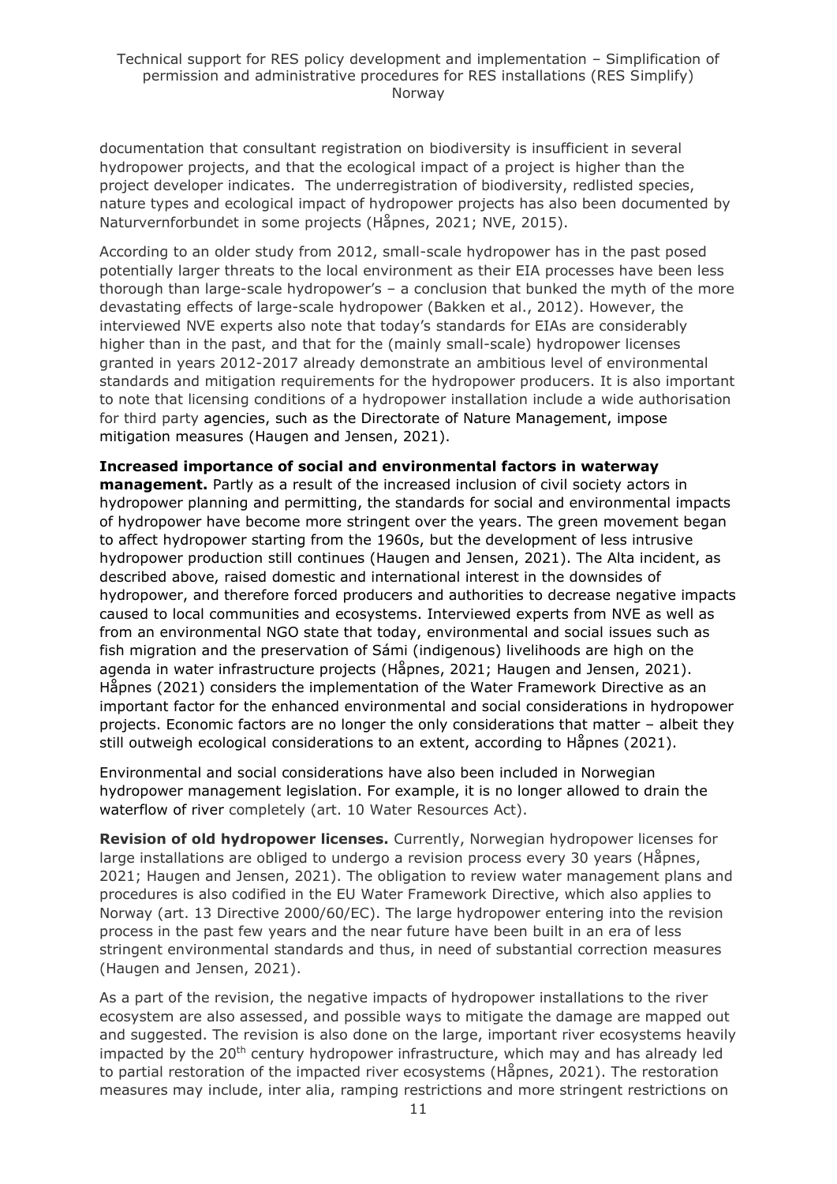documentation that consultant registration on biodiversity is insufficient in several hydropower projects, and that the ecological impact of a project is higher than the project developer indicates. The underregistration of biodiversity, redlisted species, nature types and ecological impact of hydropower projects has also been documented by Naturvernforbundet in some projects (Håpnes, 2021; NVE, 2015).

According to an older study from 2012, small-scale hydropower has in the past posed potentially larger threats to the local environment as their EIA processes have been less thorough than large-scale hydropower's – a conclusion that bunked the myth of the more devastating effects of large-scale hydropower (Bakken et al., 2012). However, the interviewed NVE experts also note that today's standards for EIAs are considerably higher than in the past, and that for the (mainly small-scale) hydropower licenses granted in years 2012-2017 already demonstrate an ambitious level of environmental standards and mitigation requirements for the hydropower producers. It is also important to note that licensing conditions of a hydropower installation include a wide authorisation for third party agencies, such as the Directorate of Nature Management, impose mitigation measures (Haugen and Jensen, 2021).

**Increased importance of social and environmental factors in waterway management.** Partly as a result of the increased inclusion of civil society actors in hydropower planning and permitting, the standards for social and environmental impacts of hydropower have become more stringent over the years. The green movement began to affect hydropower starting from the 1960s, but the development of less intrusive hydropower production still continues (Haugen and Jensen, 2021). The Alta incident, as described above, raised domestic and international interest in the downsides of hydropower, and therefore forced producers and authorities to decrease negative impacts caused to local communities and ecosystems. Interviewed experts from NVE as well as from an environmental NGO state that today, environmental and social issues such as fish migration and the preservation of Sámi (indigenous) livelihoods are high on the agenda in water infrastructure projects (Håpnes, 2021; Haugen and Jensen, 2021). Håpnes (2021) considers the implementation of the Water Framework Directive as an important factor for the enhanced environmental and social considerations in hydropower projects. Economic factors are no longer the only considerations that matter – albeit they still outweigh ecological considerations to an extent, according to Håpnes (2021).

Environmental and social considerations have also been included in Norwegian hydropower management legislation. For example, it is no longer allowed to drain the waterflow of river completely (art. 10 Water Resources Act).

**Revision of old hydropower licenses.** Currently, Norwegian hydropower licenses for large installations are obliged to undergo a revision process every 30 years (Håpnes, 2021; Haugen and Jensen, 2021). The obligation to review water management plans and procedures is also codified in the EU Water Framework Directive, which also applies to Norway (art. 13 Directive 2000/60/EC). The large hydropower entering into the revision process in the past few years and the near future have been built in an era of less stringent environmental standards and thus, in need of substantial correction measures (Haugen and Jensen, 2021).

As a part of the revision, the negative impacts of hydropower installations to the river ecosystem are also assessed, and possible ways to mitigate the damage are mapped out and suggested. The revision is also done on the large, important river ecosystems heavily impacted by the 20th century hydropower infrastructure, which may and has already led to partial restoration of the impacted river ecosystems (Håpnes, 2021). The restoration measures may include, inter alia, ramping restrictions and more stringent restrictions on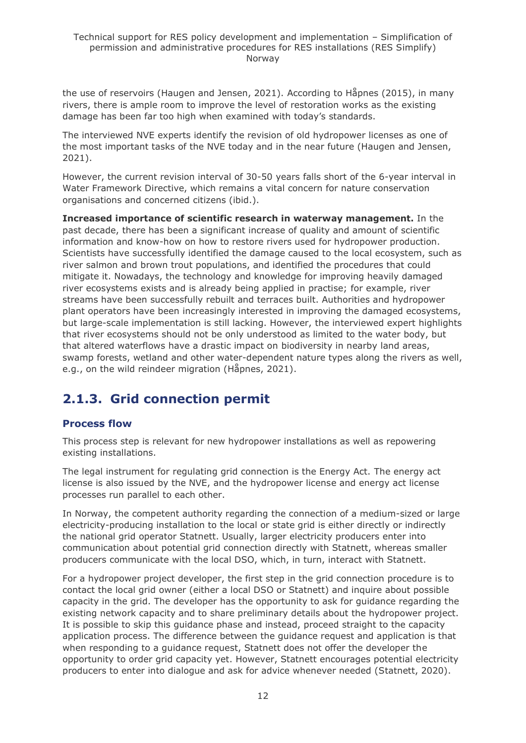the use of reservoirs (Haugen and Jensen, 2021). According to Håpnes (2015), in many rivers, there is ample room to improve the level of restoration works as the existing damage has been far too high when examined with today's standards.

The interviewed NVE experts identify the revision of old hydropower licenses as one of the most important tasks of the NVE today and in the near future (Haugen and Jensen, 2021).

However, the current revision interval of 30-50 years falls short of the 6-year interval in Water Framework Directive, which remains a vital concern for nature conservation organisations and concerned citizens (ibid.).

**Increased importance of scientific research in waterway management.** In the past decade, there has been a significant increase of quality and amount of scientific information and know-how on how to restore rivers used for hydropower production. Scientists have successfully identified the damage caused to the local ecosystem, such as river salmon and brown trout populations, and identified the procedures that could mitigate it. Nowadays, the technology and knowledge for improving heavily damaged river ecosystems exists and is already being applied in practise; for example, river streams have been successfully rebuilt and terraces built. Authorities and hydropower plant operators have been increasingly interested in improving the damaged ecosystems, but large-scale implementation is still lacking. However, the interviewed expert highlights that river ecosystems should not be only understood as limited to the water body, but that altered waterflows have a drastic impact on biodiversity in nearby land areas, swamp forests, wetland and other water-dependent nature types along the rivers as well, e.g., on the wild reindeer migration (Håpnes, 2021).

## 2.1.3. Grid connection permit

### Process flow

This process step is relevant for new hydropower installations as well as repowering existing installations.

The legal instrument for regulating grid connection is the Energy Act. The energy act license is also issued by the NVE, and the hydropower license and energy act license processes run parallel to each other.

In Norway, the competent authority regarding the connection of a medium-sized or large electricity-producing installation to the local or state grid is either directly or indirectly the national grid operator Statnett. Usually, larger electricity producers enter into communication about potential grid connection directly with Statnett, whereas smaller producers communicate with the local DSO, which, in turn, interact with Statnett.

For a hydropower project developer, the first step in the grid connection procedure is to contact the local grid owner (either a local DSO or Statnett) and inquire about possible capacity in the grid. The developer has the opportunity to ask for guidance regarding the existing network capacity and to share preliminary details about the hydropower project. It is possible to skip this guidance phase and instead, proceed straight to the capacity application process. The difference between the guidance request and application is that when responding to a guidance request, Statnett does not offer the developer the opportunity to order grid capacity yet. However, Statnett encourages potential electricity producers to enter into dialogue and ask for advice whenever needed (Statnett, 2020).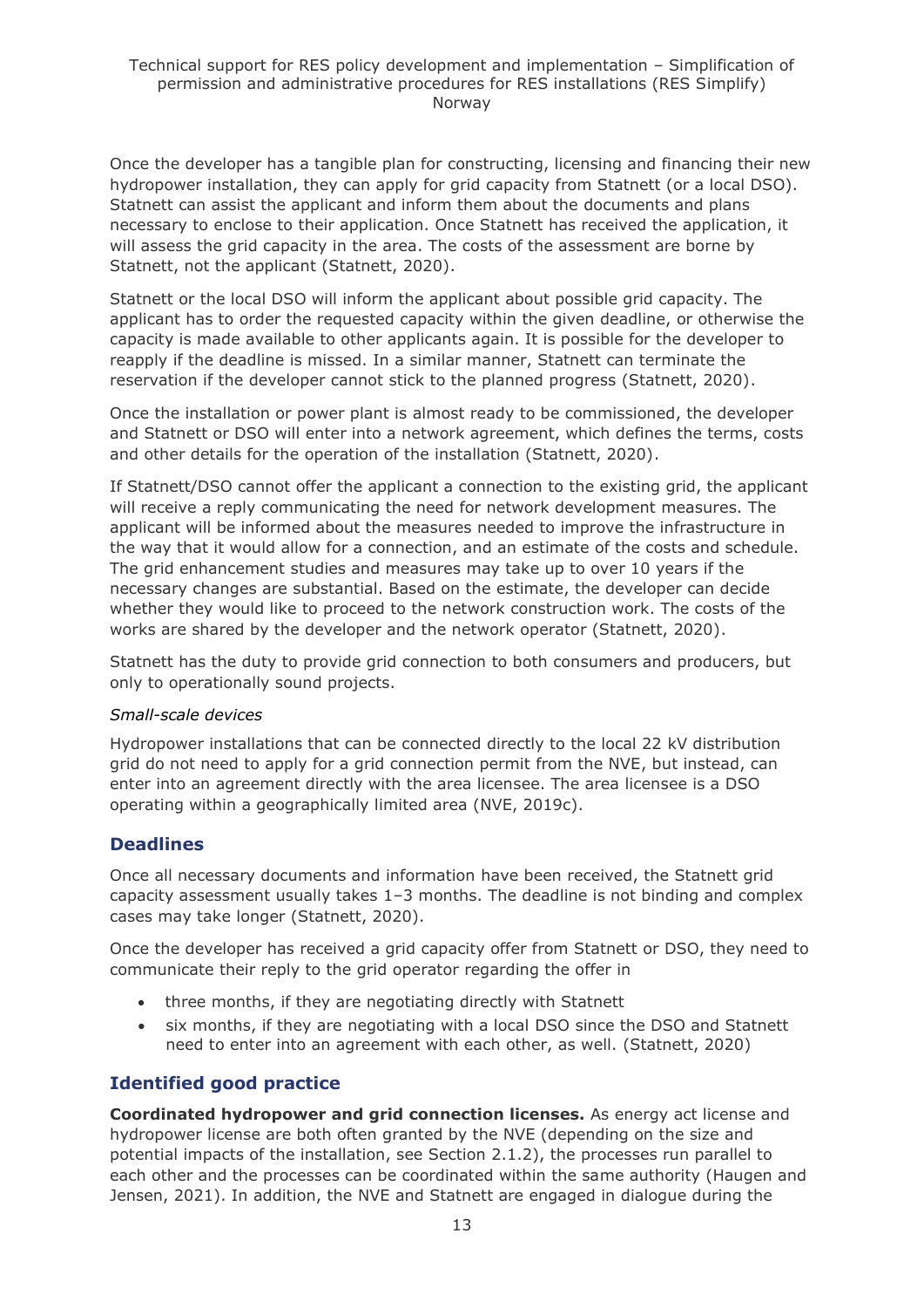Once the developer has a tangible plan for constructing, licensing and financing their new hydropower installation, they can apply for grid capacity from Statnett (or a local DSO). Statnett can assist the applicant and inform them about the documents and plans necessary to enclose to their application. Once Statnett has received the application, it will assess the grid capacity in the area. The costs of the assessment are borne by Statnett, not the applicant (Statnett, 2020).

Statnett or the local DSO will inform the applicant about possible grid capacity. The applicant has to order the requested capacity within the given deadline, or otherwise the capacity is made available to other applicants again. It is possible for the developer to reapply if the deadline is missed. In a similar manner, Statnett can terminate the reservation if the developer cannot stick to the planned progress (Statnett, 2020).

Once the installation or power plant is almost ready to be commissioned, the developer and Statnett or DSO will enter into a network agreement, which defines the terms, costs and other details for the operation of the installation (Statnett, 2020).

If Statnett/DSO cannot offer the applicant a connection to the existing grid, the applicant will receive a reply communicating the need for network development measures. The applicant will be informed about the measures needed to improve the infrastructure in the way that it would allow for a connection, and an estimate of the costs and schedule. The grid enhancement studies and measures may take up to over 10 years if the necessary changes are substantial. Based on the estimate, the developer can decide whether they would like to proceed to the network construction work. The costs of the works are shared by the developer and the network operator (Statnett, 2020).

Statnett has the duty to provide grid connection to both consumers and producers, but only to operationally sound projects.

*Small-scale devices*

Hydropower installations that can be connected directly to the local 22 kV distribution grid do not need to apply for a grid connection permit from the NVE, but instead, can enter into an agreement directly with the area licensee. The area licensee is a DSO operating within a geographically limited area (NVE, 2019c).

### Deadlines

Once all necessary documents and information have been received, the Statnett grid capacity assessment usually takes 1–3 months. The deadline is not binding and complex cases may take longer (Statnett, 2020).

Once the developer has received a grid capacity offer from Statnett or DSO, they need to communicate their reply to the grid operator regarding the offer in

- three months, if they are negotiating directly with Statnett
- six months, if they are negotiating with a local DSO since the DSO and Statnett need to enter into an agreement with each other, as well. (Statnett, 2020)

### Identified good practice

**Coordinated hydropower and grid connection licenses.** As energy act license and hydropower license are both often granted by the NVE (depending on the size and potential impacts of the installation, see Section 2.1.2), the processes run parallel to each other and the processes can be coordinated within the same authority (Haugen and Jensen, 2021). In addition, the NVE and Statnett are engaged in dialogue during the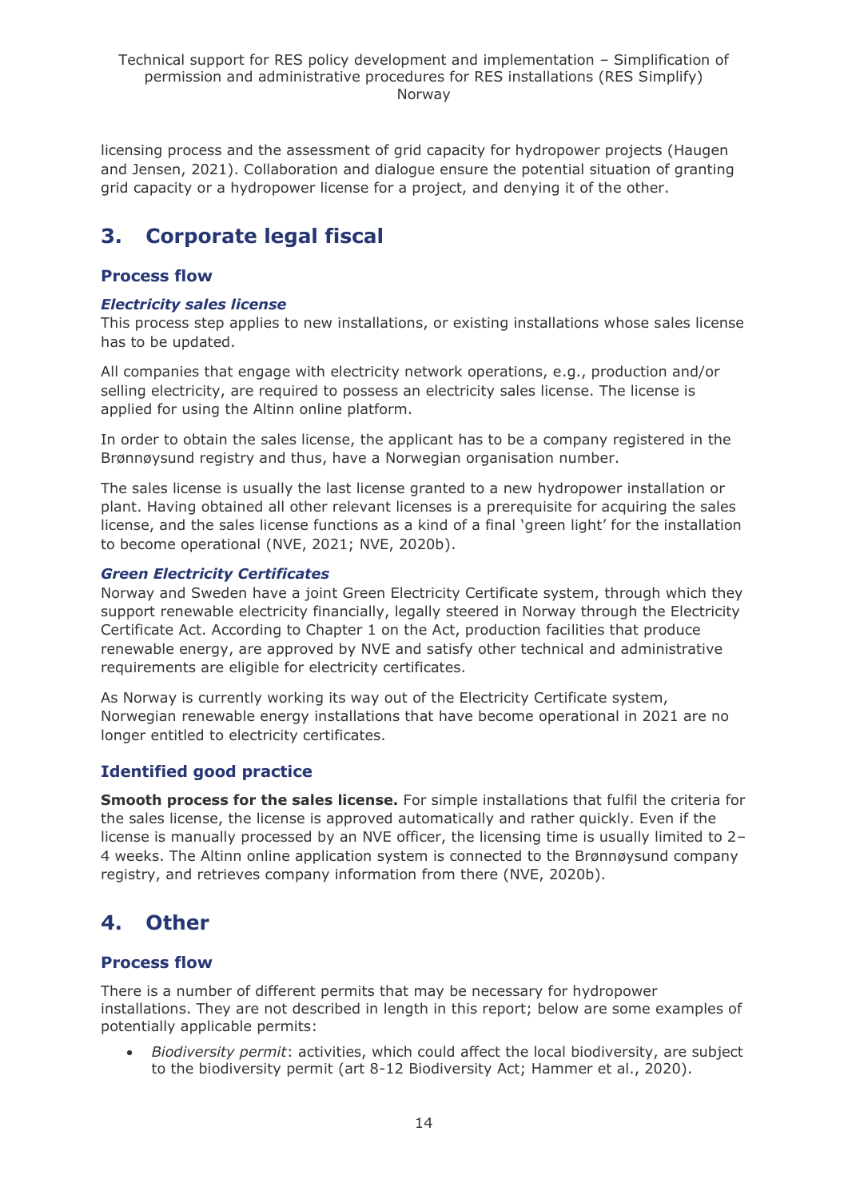licensing process and the assessment of grid capacity for hydropower projects (Haugen and Jensen, 2021). Collaboration and dialogue ensure the potential situation of granting grid capacity or a hydropower license for a project, and denying it of the other.

## 3. Corporate legal fiscal

### Process flow

#### *Electricity sales license*

This process step applies to new installations, or existing installations whose sales license has to be updated.

All companies that engage with electricity network operations, e.g., production and/or selling electricity, are required to possess an electricity sales license. The license is applied for using the Altinn online platform.

In order to obtain the sales license, the applicant has to be a company registered in the Brønnøysund registry and thus, have a Norwegian organisation number.

The sales license is usually the last license granted to a new hydropower installation or plant. Having obtained all other relevant licenses is a prerequisite for acquiring the sales license, and the sales license functions as a kind of a final 'green light' for the installation to become operational (NVE, 2021; NVE, 2020b).

#### *Green Electricity Certificates*

Norway and Sweden have a joint Green Electricity Certificate system, through which they support renewable electricity financially, legally steered in Norway through the Electricity Certificate Act. According to Chapter 1 on the Act, production facilities that produce renewable energy, are approved by NVE and satisfy other technical and administrative requirements are eligible for electricity certificates.

As Norway is currently working its way out of the Electricity Certificate system, Norwegian renewable energy installations that have become operational in 2021 are no longer entitled to electricity certificates.

### Identified good practice

**Smooth process for the sales license.** For simple installations that fulfil the criteria for the sales license, the license is approved automatically and rather quickly. Even if the license is manually processed by an NVE officer, the licensing time is usually limited to 2–4 weeks. The Altinn online application system is connected to the Brønnøysund company registry, and retrieves company information from there (NVE, 2020b).

## 4. Other

### Process flow

There is a number of different permits that may be necessary for hydropower installations. They are not described in length in this report; below are some examples of potentially applicable permits:

- *Biodiversity permit*: activities, which could affect the local biodiversity, are subject to the biodiversity permit (art 8-12 Biodiversity Act; Hammer et al., 2020).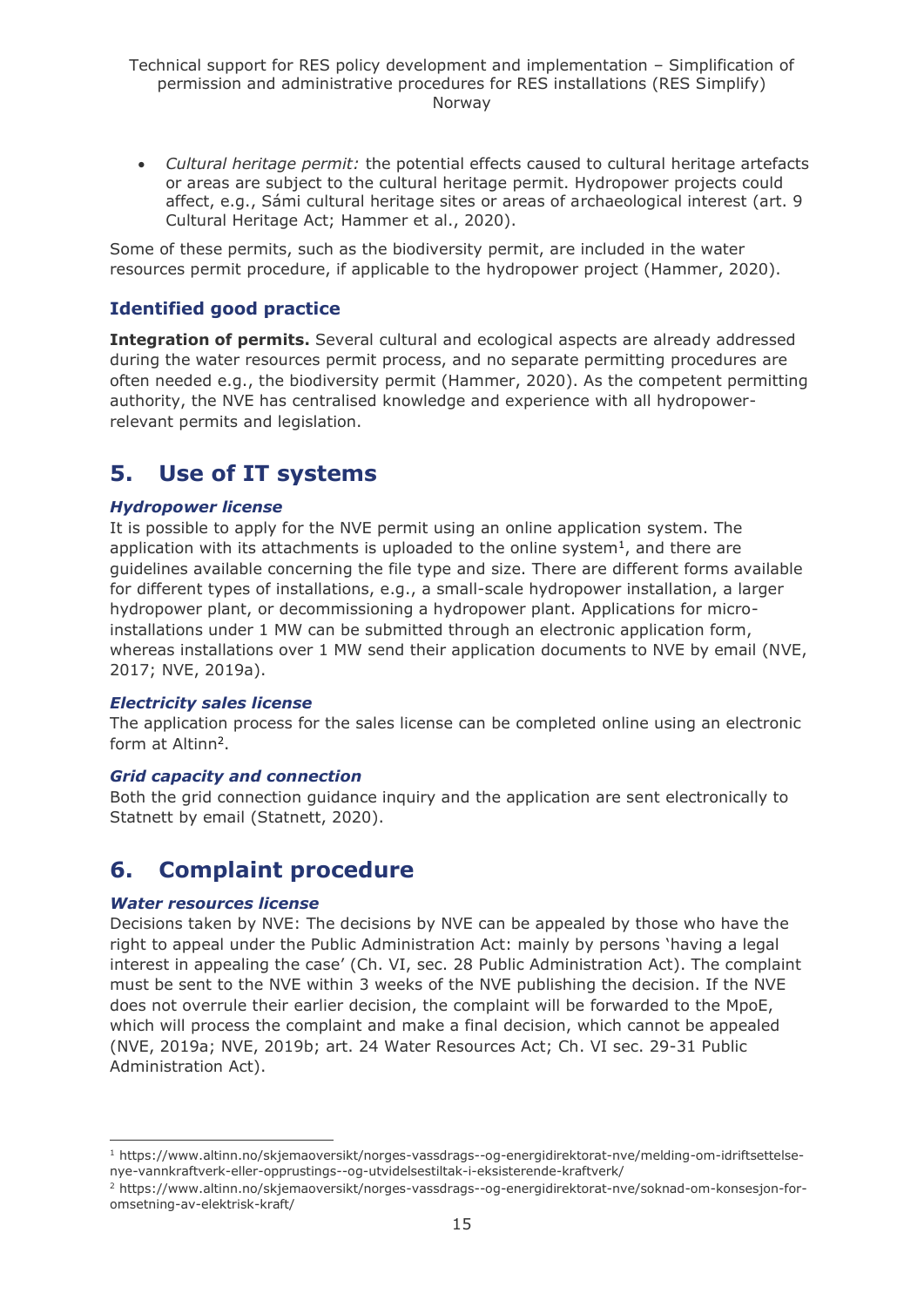- *Cultural heritage permit:* the potential effects caused to cultural heritage artefacts or areas are subject to the cultural heritage permit. Hydropower projects could affect, e.g., Sámi cultural heritage sites or areas of archaeological interest (art. 9 Cultural Heritage Act; Hammer et al., 2020).

Some of these permits, such as the biodiversity permit, are included in the water resources permit procedure, if applicable to the hydropower project (Hammer, 2020).

### Identified good practice

**Integration of permits.** Several cultural and ecological aspects are already addressed during the water resources permit process, and no separate permitting procedures are often needed e.g., the biodiversity permit (Hammer, 2020). As the competent permitting authority, the NVE has centralised knowledge and experience with all hydropower-relevant permits and legislation.

## 5. Use of IT systems

#### *Hydropower license*

It is possible to apply for the NVE permit using an online application system. The application with its attachments is uploaded to the online system[1], and there are guidelines available concerning the file type and size. There are different forms available for different types of installations, e.g., a small-scale hydropower installation, a larger hydropower plant, or decommissioning a hydropower plant. Applications for micro-installations under 1 MW can be submitted through an electronic application form, whereas installations over 1 MW send their application documents to NVE by email (NVE, 2017; NVE, 2019a).

#### *Electricity sales license*

The application process for the sales license can be completed online using an electronic form at Altinn[2].

#### *Grid capacity and connection*

Both the grid connection guidance inquiry and the application are sent electronically to Statnett by email (Statnett, 2020).

## 6. Complaint procedure

#### *Water resources license*

Decisions taken by NVE: The decisions by NVE can be appealed by those who have the right to appeal under the Public Administration Act: mainly by persons 'having a legal interest in appealing the case' (Ch. VI, sec. 28 Public Administration Act). The complaint must be sent to the NVE within 3 weeks of the NVE publishing the decision. If the NVE does not overrule their earlier decision, the complaint will be forwarded to the MpoE, which will process the complaint and make a final decision, which cannot be appealed (NVE, 2019a; NVE, 2019b; art. 24 Water Resources Act; Ch. VI sec. 29-31 Public Administration Act).

---

[1] https://www.altinn.no/skjemaoversikt/norges-vassdrags--og-energidirektorat-nve/melding-om-idriftsettelse-nye-vannkraftverk-eller-opprustings--og-utvidelsestiltak-i-eksisterende-kraftverk/

[2] https://www.altinn.no/skjemaoversikt/norges-vassdrags--og-energidirektorat-nve/soknad-om-konsesjon-for-omsetning-av-elektrisk-kraft/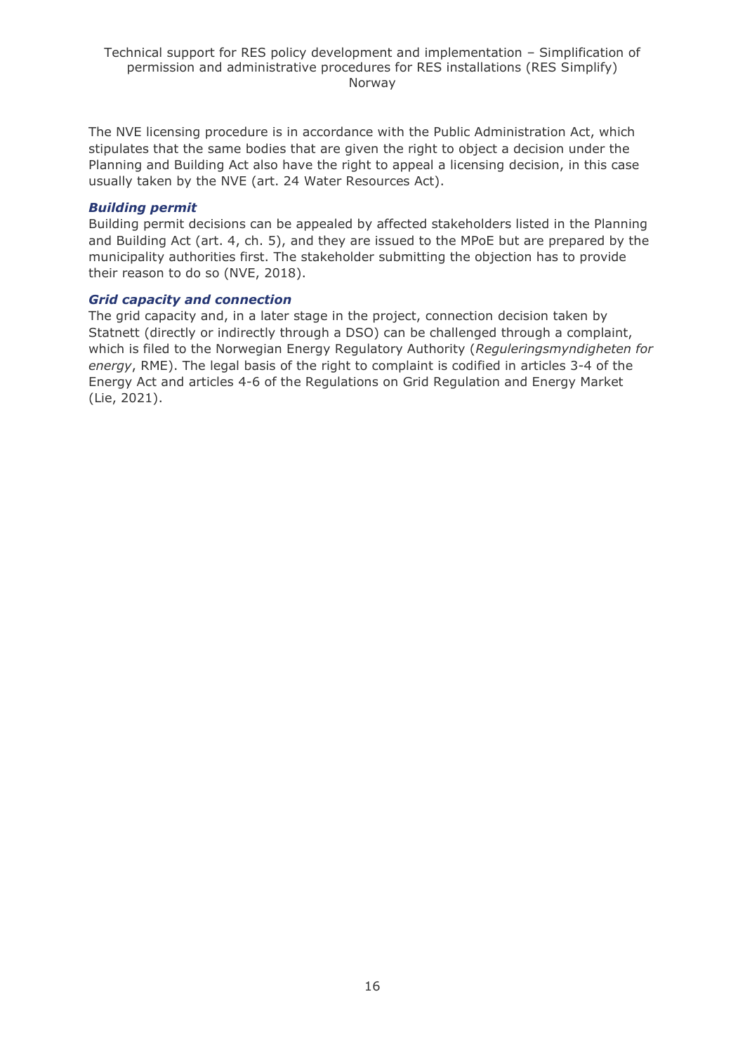The NVE licensing procedure is in accordance with the Public Administration Act, which stipulates that the same bodies that are given the right to object a decision under the Planning and Building Act also have the right to appeal a licensing decision, in this case usually taken by the NVE (art. 24 Water Resources Act).

### *Building permit*

Building permit decisions can be appealed by affected stakeholders listed in the Planning and Building Act (art. 4, ch. 5), and they are issued to the MPoE but are prepared by the municipality authorities first. The stakeholder submitting the objection has to provide their reason to do so (NVE, 2018).

### *Grid capacity and connection*

The grid capacity and, in a later stage in the project, connection decision taken by Statnett (directly or indirectly through a DSO) can be challenged through a complaint, which is filed to the Norwegian Energy Regulatory Authority (*Reguleringsmyndigheten for energy*, RME). The legal basis of the right to complaint is codified in articles 3-4 of the Energy Act and articles 4-6 of the Regulations on Grid Regulation and Energy Market (Lie, 2021).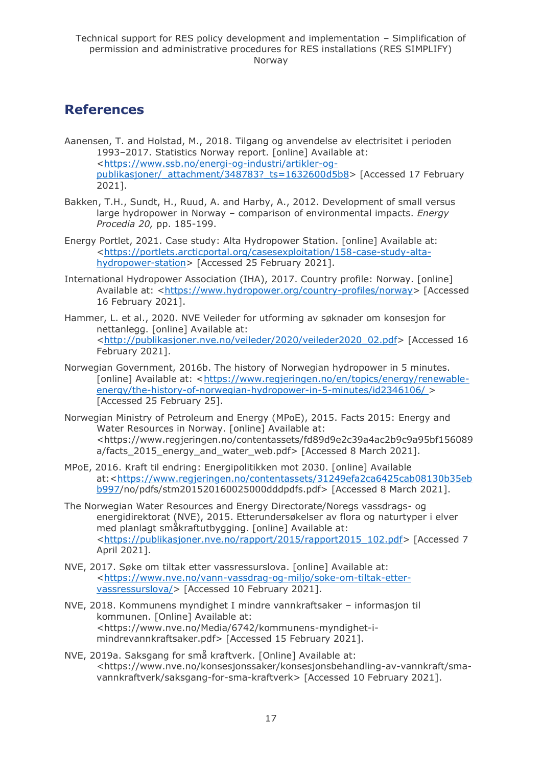## References

Aanensen, T. and Holstad, M., 2018. Tilgang og anvendelse av electrisitet i perioden 1993–2017. Statistics Norway report. [online] Available at: <https://www.ssb.no/energi-og-industri/artikler-og-publikasjoner/_attachment/348783?_ts=1632600d5b8> [Accessed 17 February 2021].

Bakken, T.H., Sundt, H., Ruud, A. and Harby, A., 2012. Development of small versus large hydropower in Norway – comparison of environmental impacts. *Energy Procedia 20,* pp. 185-199.

Energy Portlet, 2021. Case study: Alta Hydropower Station. [online] Available at: <https://portlets.arcticportal.org/casesexploitation/158-case-study-alta-hydropower-station> [Accessed 25 February 2021].

International Hydropower Association (IHA), 2017. Country profile: Norway. [online] Available at: <https://www.hydropower.org/country-profiles/norway> [Accessed 16 February 2021].

Hammer, L. et al., 2020. NVE Veileder for utforming av søknader om konsesjon for nettanlegg. [online] Available at: <http://publikasjoner.nve.no/veileder/2020/veileder2020_02.pdf> [Accessed 16 February 2021].

Norwegian Government, 2016b. The history of Norwegian hydropower in 5 minutes. [online] Available at: <https://www.regjeringen.no/en/topics/energy/renewable-energy/the-history-of-norwegian-hydropower-in-5-minutes/id2346106/ > [Accessed 25 February 25].

Norwegian Ministry of Petroleum and Energy (MPoE), 2015. Facts 2015: Energy and Water Resources in Norway. [online] Available at: <https://www.regjeringen.no/contentassets/fd89d9e2c39a4ac2b9c9a95bf156089a/facts_2015_energy_and_water_web.pdf> [Accessed 8 March 2021].

MPoE, 2016. Kraft til endring: Energipolitikken mot 2030. [online] Available at:<https://www.regjeringen.no/contentassets/31249efa2ca6425cab08130b35ebb997/no/pdfs/stm201520160025000dddpdfs.pdf> [Accessed 8 March 2021].

The Norwegian Water Resources and Energy Directorate/Noregs vassdrags- og energidirektorat (NVE), 2015. Etterundersøkelser av flora og naturtyper i elver med planlagt småkraftutbygging. [online] Available at: <https://publikasjoner.nve.no/rapport/2015/rapport2015_102.pdf> [Accessed 7 April 2021].

NVE, 2017. Søke om tiltak etter vassressurslova. [online] Available at: <https://www.nve.no/vann-vassdrag-og-miljo/soke-om-tiltak-etter-vassressurslova/> [Accessed 10 February 2021].

NVE, 2018. Kommunens myndighet I mindre vannkraftsaker – informasjon til kommunen. [Online] Available at: <https://www.nve.no/Media/6742/kommunens-myndighet-i-mindrevannkraftsaker.pdf> [Accessed 15 February 2021].

NVE, 2019a. Saksgang for små kraftverk. [Online] Available at: <https://www.nve.no/konsesjonssaker/konsesjonsbehandling-av-vannkraft/sma-vannkraftverk/saksgang-for-sma-kraftverk> [Accessed 10 February 2021].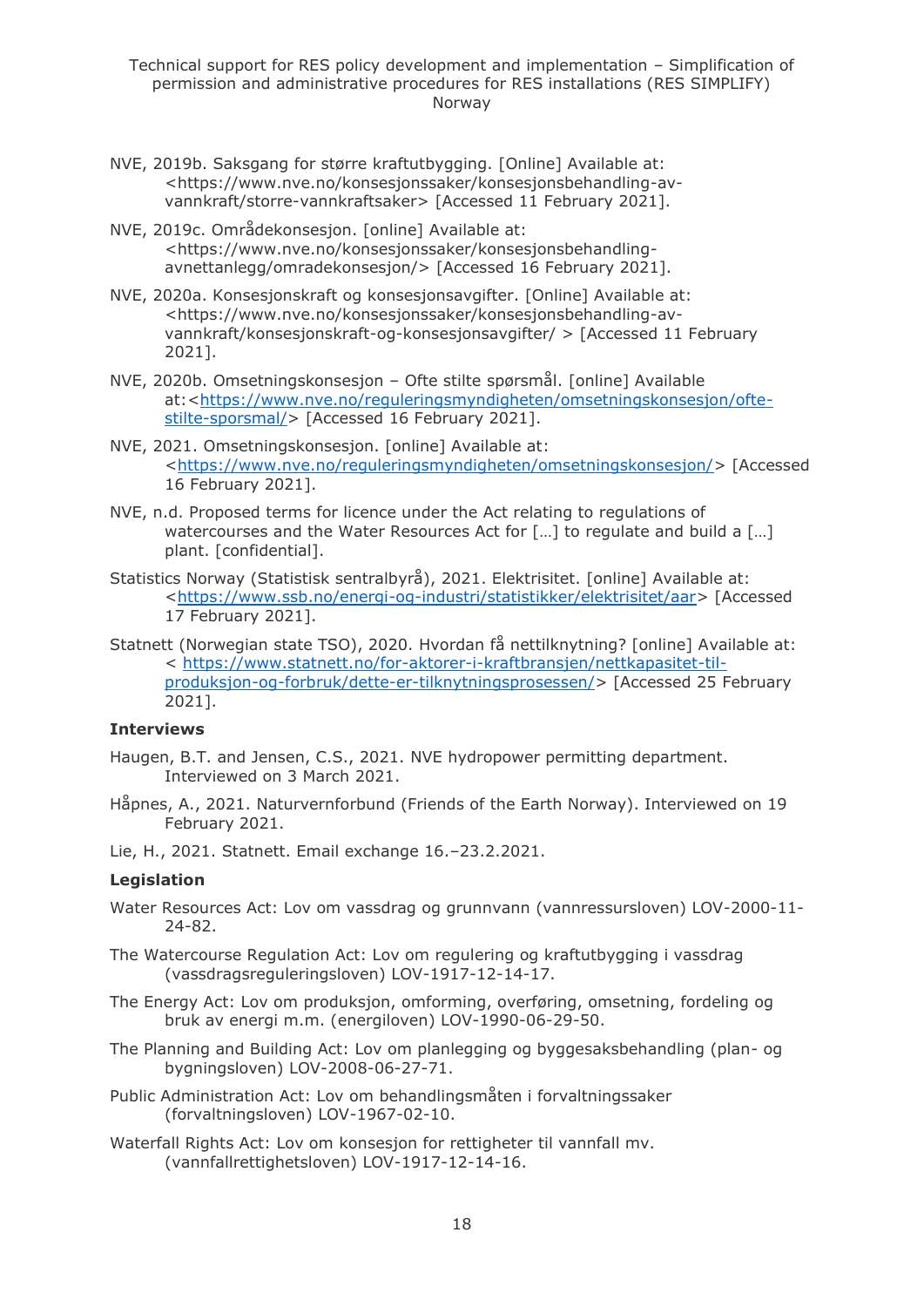NVE, 2019b. Saksgang for større kraftutbygging. [Online] Available at: <https://www.nve.no/konsesjonssaker/konsesjonsbehandling-av-vannkraft/storre-vannkraftsaker> [Accessed 11 February 2021].

NVE, 2019c. Områdekonsesjon. [online] Available at: <https://www.nve.no/konsesjonssaker/konsesjonsbehandling-avnettanlegg/omradekonsesjon/> [Accessed 16 February 2021].

NVE, 2020a. Konsesjonskraft og konsesjonsavgifter. [Online] Available at: <https://www.nve.no/konsesjonssaker/konsesjonsbehandling-av-vannkraft/konsesjonskraft-og-konsesjonsavgifter/ > [Accessed 11 February 2021].

NVE, 2020b. Omsetningskonsesjon – Ofte stilte spørsmål. [online] Available at:<https://www.nve.no/reguleringsmyndigheten/omsetningskonsesjon/ofte-stilte-sporsmal/> [Accessed 16 February 2021].

NVE, 2021. Omsetningskonsesjon. [online] Available at: <https://www.nve.no/reguleringsmyndigheten/omsetningskonsesjon/> [Accessed 16 February 2021].

NVE, n.d. Proposed terms for licence under the Act relating to regulations of watercourses and the Water Resources Act for […] to regulate and build a […] plant. [confidential].

Statistics Norway (Statistisk sentralbyrå), 2021. Elektrisitet. [online] Available at: <https://www.ssb.no/energi-og-industri/statistikker/elektrisitet/aar> [Accessed 17 February 2021].

Statnett (Norwegian state TSO), 2020. Hvordan få nettilknytning? [online] Available at: < https://www.statnett.no/for-aktorer-i-kraftbransjen/nettkapasitet-til-produksjon-og-forbruk/dette-er-tilknytningsprosessen/> [Accessed 25 February 2021].

**Interviews**

Haugen, B.T. and Jensen, C.S., 2021. NVE hydropower permitting department. Interviewed on 3 March 2021.

Håpnes, A., 2021. Naturvernforbund (Friends of the Earth Norway). Interviewed on 19 February 2021.

Lie, H., 2021. Statnett. Email exchange 16.–23.2.2021.

**Legislation**

Water Resources Act: Lov om vassdrag og grunnvann (vannressursloven) LOV-2000-11-24-82.

The Watercourse Regulation Act: Lov om regulering og kraftutbygging i vassdrag (vassdragsreguleringsloven) LOV-1917-12-14-17.

The Energy Act: Lov om produksjon, omforming, overføring, omsetning, fordeling og bruk av energi m.m. (energiloven) LOV-1990-06-29-50.

The Planning and Building Act: Lov om planlegging og byggesaksbehandling (plan- og bygningsloven) LOV-2008-06-27-71.

Public Administration Act: Lov om behandlingsmåten i forvaltningssaker (forvaltningsloven) LOV-1967-02-10.

Waterfall Rights Act: Lov om konsesjon for rettigheter til vannfall mv. (vannfallrettighetsloven) LOV-1917-12-14-16.